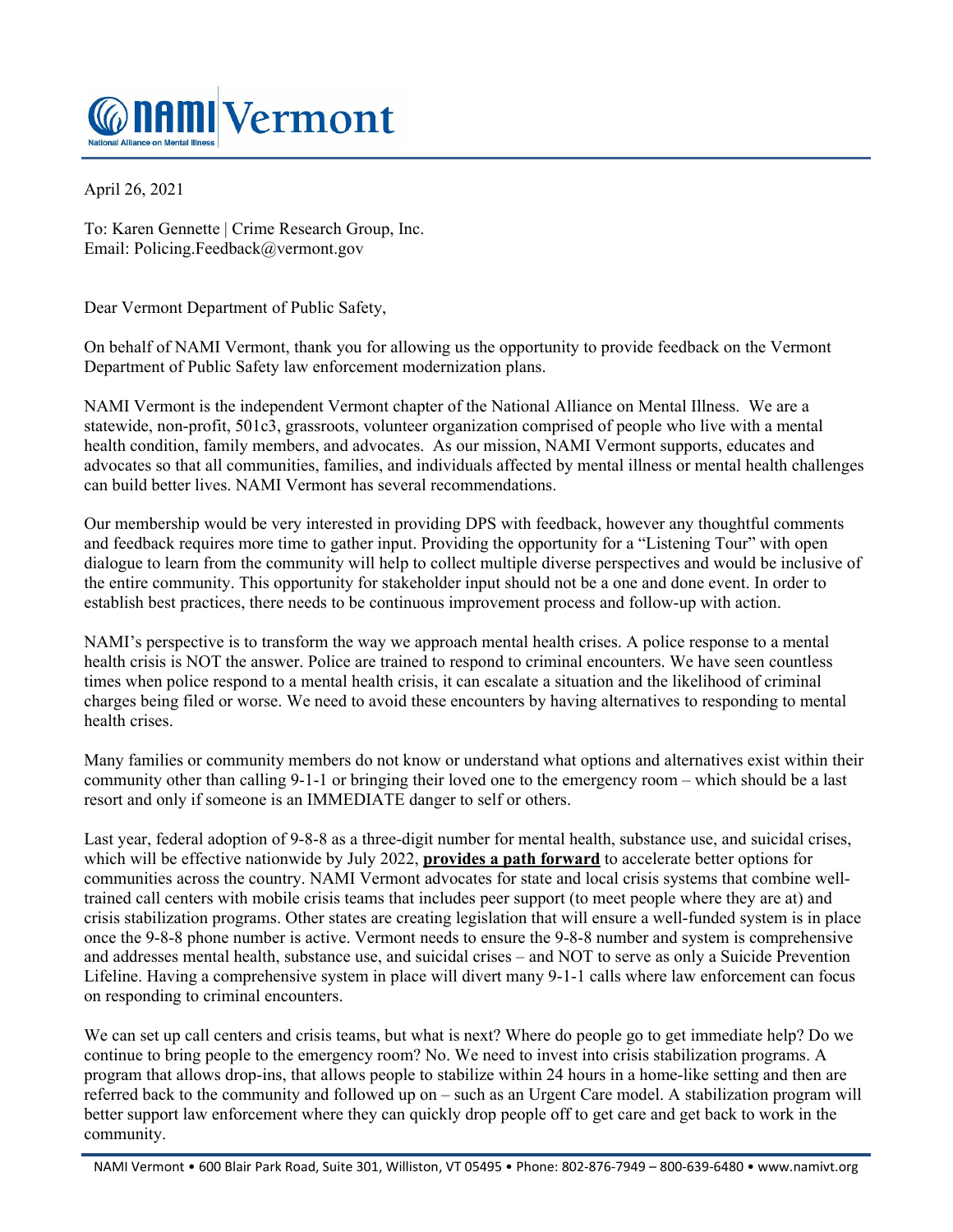# NAMI Vermont

National Alliance on Mental Illness

April 26, 2021

To: Karen Gennette | Crime Research Group, Inc.
Email: Policing.Feedback@vermont.gov

Dear Vermont Department of Public Safety,

On behalf of NAMI Vermont, thank you for allowing us the opportunity to provide feedback on the Vermont Department of Public Safety law enforcement modernization plans.

NAMI Vermont is the independent Vermont chapter of the National Alliance on Mental Illness. We are a statewide, non-profit, 501c3, grassroots, volunteer organization comprised of people who live with a mental health condition, family members, and advocates. As our mission, NAMI Vermont supports, educates and advocates so that all communities, families, and individuals affected by mental illness or mental health challenges can build better lives. NAMI Vermont has several recommendations.

Our membership would be very interested in providing DPS with feedback, however any thoughtful comments and feedback requires more time to gather input. Providing the opportunity for a "Listening Tour" with open dialogue to learn from the community will help to collect multiple diverse perspectives and would be inclusive of the entire community. This opportunity for stakeholder input should not be a one and done event. In order to establish best practices, there needs to be continuous improvement process and follow-up with action.

NAMI's perspective is to transform the way we approach mental health crises. A police response to a mental health crisis is NOT the answer. Police are trained to respond to criminal encounters. We have seen countless times when police respond to a mental health crisis, it can escalate a situation and the likelihood of criminal charges being filed or worse. We need to avoid these encounters by having alternatives to responding to mental health crises.

Many families or community members do not know or understand what options and alternatives exist within their community other than calling 9-1-1 or bringing their loved one to the emergency room – which should be a last resort and only if someone is an IMMEDIATE danger to self or others.

Last year, federal adoption of 9-8-8 as a three-digit number for mental health, substance use, and suicidal crises, which will be effective nationwide by July 2022, **provides a path forward** to accelerate better options for communities across the country. NAMI Vermont advocates for state and local crisis systems that combine well-trained call centers with mobile crisis teams that includes peer support (to meet people where they are at) and crisis stabilization programs. Other states are creating legislation that will ensure a well-funded system is in place once the 9-8-8 phone number is active. Vermont needs to ensure the 9-8-8 number and system is comprehensive and addresses mental health, substance use, and suicidal crises – and NOT to serve as only a Suicide Prevention Lifeline. Having a comprehensive system in place will divert many 9-1-1 calls where law enforcement can focus on responding to criminal encounters.

We can set up call centers and crisis teams, but what is next? Where do people go to get immediate help? Do we continue to bring people to the emergency room? No. We need to invest into crisis stabilization programs. A program that allows drop-ins, that allows people to stabilize within 24 hours in a home-like setting and then are referred back to the community and followed up on – such as an Urgent Care model. A stabilization program will better support law enforcement where they can quickly drop people off to get care and get back to work in the community.

NAMI Vermont • 600 Blair Park Road, Suite 301, Williston, VT 05495 • Phone: 802-876-7949 – 800-639-6480 • www.namivt.org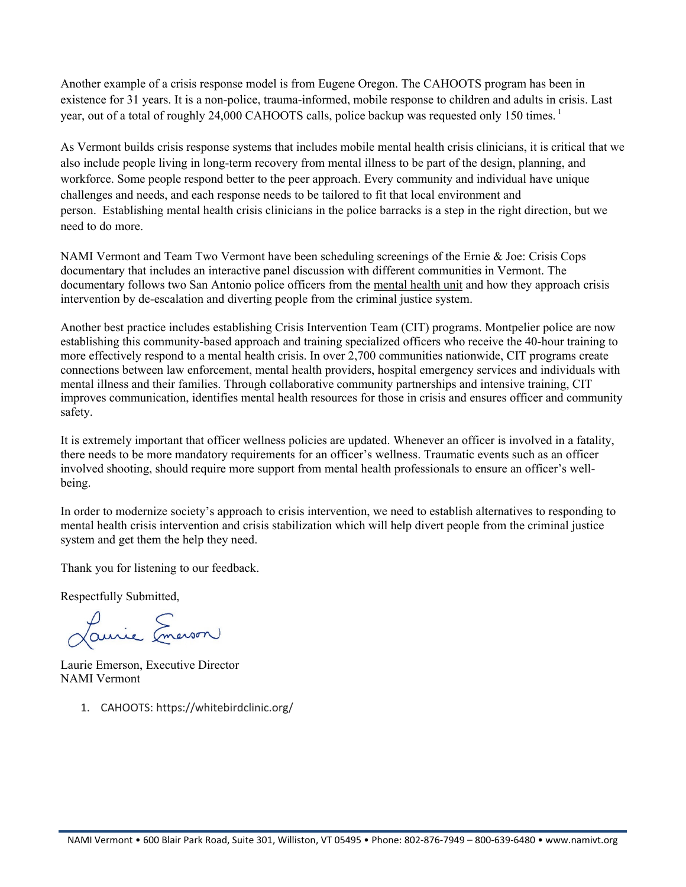Another example of a crisis response model is from Eugene Oregon. The CAHOOTS program has been in existence for 31 years. It is a non-police, trauma-informed, mobile response to children and adults in crisis. Last year, out of a total of roughly 24,000 CAHOOTS calls, police backup was requested only 150 times.[1]

As Vermont builds crisis response systems that includes mobile mental health crisis clinicians, it is critical that we also include people living in long-term recovery from mental illness to be part of the design, planning, and workforce. Some people respond better to the peer approach. Every community and individual have unique challenges and needs, and each response needs to be tailored to fit that local environment and person. Establishing mental health crisis clinicians in the police barracks is a step in the right direction, but we need to do more.

NAMI Vermont and Team Two Vermont have been scheduling screenings of the Ernie & Joe: Crisis Cops documentary that includes an interactive panel discussion with different communities in Vermont. The documentary follows two San Antonio police officers from the mental health unit and how they approach crisis intervention by de-escalation and diverting people from the criminal justice system.

Another best practice includes establishing Crisis Intervention Team (CIT) programs. Montpelier police are now establishing this community-based approach and training specialized officers who receive the 40-hour training to more effectively respond to a mental health crisis. In over 2,700 communities nationwide, CIT programs create connections between law enforcement, mental health providers, hospital emergency services and individuals with mental illness and their families. Through collaborative community partnerships and intensive training, CIT improves communication, identifies mental health resources for those in crisis and ensures officer and community safety.

It is extremely important that officer wellness policies are updated. Whenever an officer is involved in a fatality, there needs to be more mandatory requirements for an officer's wellness. Traumatic events such as an officer involved shooting, should require more support from mental health professionals to ensure an officer's well-being.

In order to modernize society's approach to crisis intervention, we need to establish alternatives to responding to mental health crisis intervention and crisis stabilization which will help divert people from the criminal justice system and get them the help they need.

Thank you for listening to our feedback.

Respectfully Submitted,

Laurie Emerson

Laurie Emerson, Executive Director
NAMI Vermont

1. CAHOOTS: https://whitebirdclinic.org/